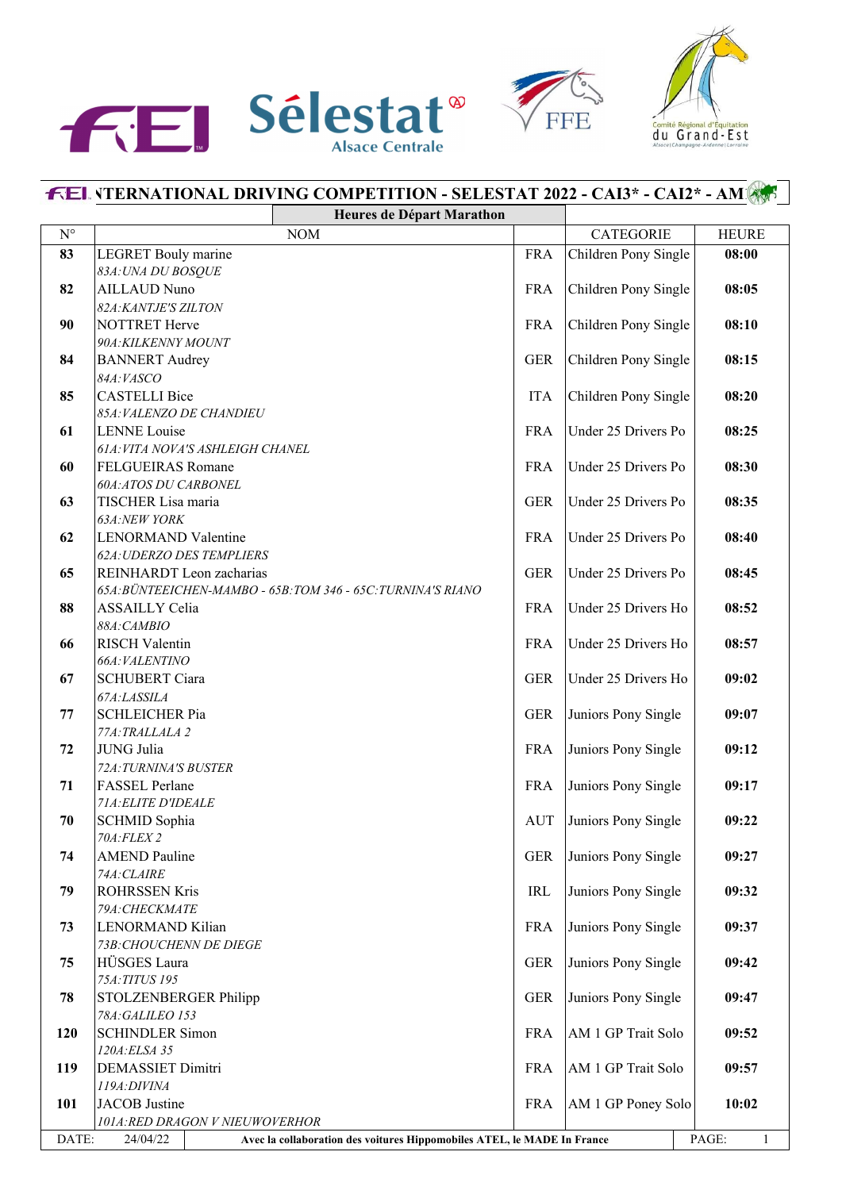# INTERNATIONAL DRIVING COMPETITION - SELESTAT 2022 - CAI3* - CAI2* - AM

## Heures de Départ Marathon

| N° | NOM | | CATEGORIE | HEURE |
|---|---|---|---|---|
| **83** | LEGRET Bouly marine<br>*83A:UNA DU BOSQUE* | FRA | Children Pony Single | **08:00** |
| **82** | AILLAUD Nuno<br>*82A:KANTJE'S ZILTON* | FRA | Children Pony Single | **08:05** |
| **90** | NOTTRET Herve<br>*90A:KILKENNY MOUNT* | FRA | Children Pony Single | **08:10** |
| **84** | BANNERT Audrey<br>*84A:VASCO* | GER | Children Pony Single | **08:15** |
| **85** | CASTELLI Bice<br>*85A:VALENZO DE CHANDIEU* | ITA | Children Pony Single | **08:20** |
| **61** | LENNE Louise<br>*61A:VITA NOVA'S ASHLEIGH CHANEL* | FRA | Under 25 Drivers Po | **08:25** |
| **60** | FELGUEIRAS Romane<br>*60A:ATOS DU CARBONEL* | FRA | Under 25 Drivers Po | **08:30** |
| **63** | TISCHER Lisa maria<br>*63A:NEW YORK* | GER | Under 25 Drivers Po | **08:35** |
| **62** | LENORMAND Valentine<br>*62A:UDERZO DES TEMPLIERS* | FRA | Under 25 Drivers Po | **08:40** |
| **65** | REINHARDT Leon zacharias<br>*65A:BÜNTEEICHEN-MAMBO - 65B:TOM 346 - 65C:TURNINA'S RIANO* | GER | Under 25 Drivers Po | **08:45** |
| **88** | ASSAILLY Celia<br>*88A:CAMBIO* | FRA | Under 25 Drivers Ho | **08:52** |
| **66** | RISCH Valentin<br>*66A:VALENTINO* | FRA | Under 25 Drivers Ho | **08:57** |
| **67** | SCHUBERT Ciara<br>*67A:LASSILA* | GER | Under 25 Drivers Ho | **09:02** |
| **77** | SCHLEICHER Pia<br>*77A:TRALLALA 2* | GER | Juniors Pony Single | **09:07** |
| **72** | JUNG Julia<br>*72A:TURNINA'S BUSTER* | FRA | Juniors Pony Single | **09:12** |
| **71** | FASSEL Perlane<br>*71A:ELITE D'IDEALE* | FRA | Juniors Pony Single | **09:17** |
| **70** | SCHMID Sophia<br>*70A:FLEX 2* | AUT | Juniors Pony Single | **09:22** |
| **74** | AMEND Pauline<br>*74A:CLAIRE* | GER | Juniors Pony Single | **09:27** |
| **79** | ROHRSSEN Kris<br>*79A:CHECKMATE* | IRL | Juniors Pony Single | **09:32** |
| **73** | LENORMAND Kilian<br>*73B:CHOUCHENN DE DIEGE* | FRA | Juniors Pony Single | **09:37** |
| **75** | HÜSGES Laura<br>*75A:TITUS 195* | GER | Juniors Pony Single | **09:42** |
| **78** | STOLZENBERGER Philipp<br>*78A:GALILEO 153* | GER | Juniors Pony Single | **09:47** |
| **120** | SCHINDLER Simon<br>*120A:ELSA 35* | FRA | AM 1 GP Trait Solo | **09:52** |
| **119** | DEMASSIET Dimitri<br>*119A:DIVINA* | FRA | AM 1 GP Trait Solo | **09:57** |
| **101** | JACOB Justine<br>*101A:RED DRAGON V NIEUWOVERHOR* | FRA | AM 1 GP Poney Solo | **10:02** |

DATE: 24/04/22 — **Avec la collaboration des voitures Hippomobiles ATEL, le MADE In France**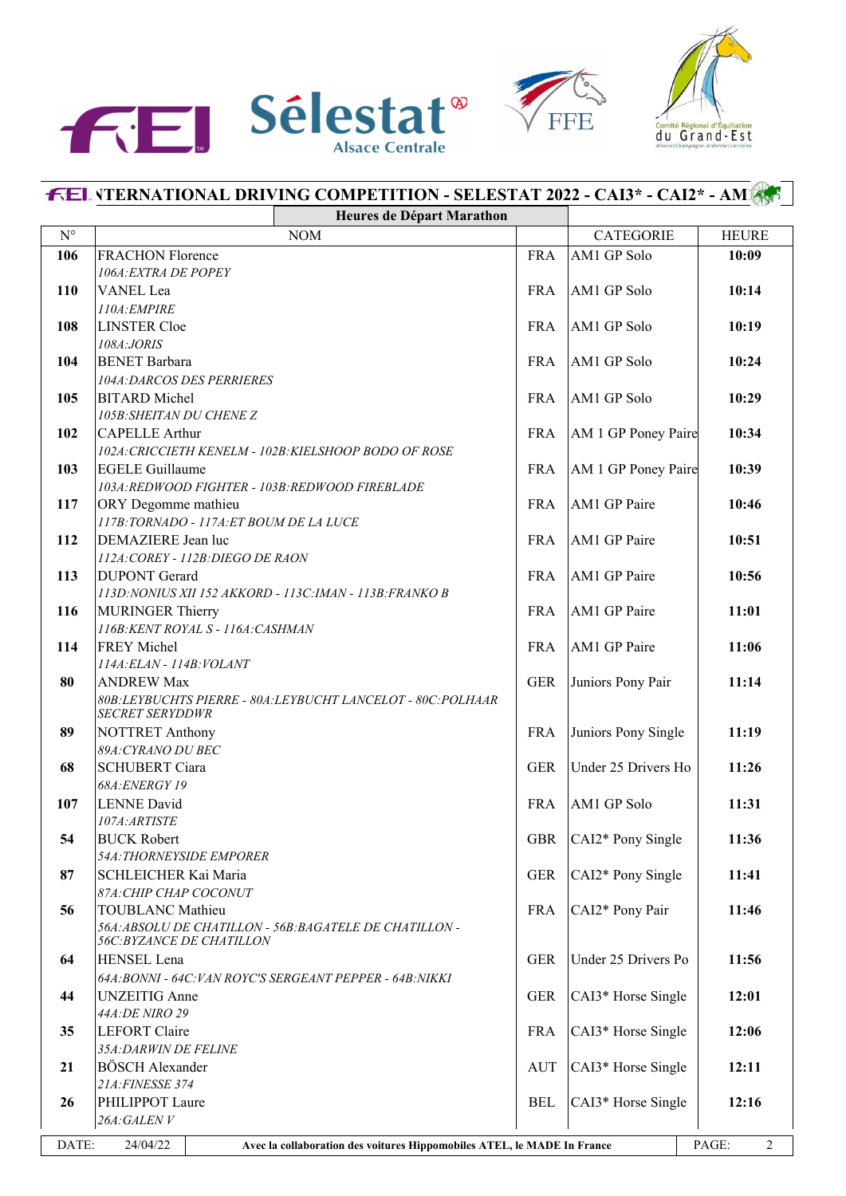## INTERNATIONAL DRIVING COMPETITION - SELESTAT 2022 - CAI3* - CAI2* - AM

**Heures de Départ Marathon**

| N° | NOM | | CATEGORIE | HEURE |
|---|---|---|---|---|
| **106** | FRACHON Florence<br>*106A:EXTRA DE POPEY* | FRA | AM1 GP Solo | **10:09** |
| **110** | VANEL Lea<br>*110A:EMPIRE* | FRA | AM1 GP Solo | **10:14** |
| **108** | LINSTER Cloe<br>*108A:JORIS* | FRA | AM1 GP Solo | **10:19** |
| **104** | BENET Barbara<br>*104A:DARCOS DES PERRIERES* | FRA | AM1 GP Solo | **10:24** |
| **105** | BITARD Michel<br>*105B:SHEITAN DU CHENE Z* | FRA | AM1 GP Solo | **10:29** |
| **102** | CAPELLE Arthur<br>*102A:CRICCIETH KENELM - 102B:KIELSHOOP BODO OF ROSE* | FRA | AM 1 GP Poney Paire | **10:34** |
| **103** | EGELE Guillaume<br>*103A:REDWOOD FIGHTER - 103B:REDWOOD FIREBLADE* | FRA | AM 1 GP Poney Paire | **10:39** |
| **117** | ORY Degomme mathieu<br>*117B:TORNADO - 117A:ET BOUM DE LA LUCE* | FRA | AM1 GP Paire | **10:46** |
| **112** | DEMAZIERE Jean luc<br>*112A:COREY - 112B:DIEGO DE RAON* | FRA | AM1 GP Paire | **10:51** |
| **113** | DUPONT Gerard<br>*113D:NONIUS XII 152 AKKORD - 113C:IMAN - 113B:FRANKO B* | FRA | AM1 GP Paire | **10:56** |
| **116** | MURINGER Thierry<br>*116B:KENT ROYAL S - 116A:CASHMAN* | FRA | AM1 GP Paire | **11:01** |
| **114** | FREY Michel<br>*114A:ELAN - 114B:VOLANT* | FRA | AM1 GP Paire | **11:06** |
| **80** | ANDREW Max<br>*80B:LEYBUCHTS PIERRE - 80A:LEYBUCHT LANCELOT - 80C:POLHAAR SECRET SERYDDWR* | GER | Juniors Pony Pair | **11:14** |
| **89** | NOTTRET Anthony<br>*89A:CYRANO DU BEC* | FRA | Juniors Pony Single | **11:19** |
| **68** | SCHUBERT Ciara<br>*68A:ENERGY 19* | GER | Under 25 Drivers Ho | **11:26** |
| **107** | LENNE David<br>*107A:ARTISTE* | FRA | AM1 GP Solo | **11:31** |
| **54** | BUCK Robert<br>*54A:THORNEYSIDE EMPORER* | GBR | CAI2* Pony Single | **11:36** |
| **87** | SCHLEICHER Kai Maria<br>*87A:CHIP CHAP COCONUT* | GER | CAI2* Pony Single | **11:41** |
| **56** | TOUBLANC Mathieu<br>*56A:ABSOLU DE CHATILLON - 56B:BAGATELE DE CHATILLON - 56C:BYZANCE DE CHATILLON* | FRA | CAI2* Pony Pair | **11:46** |
| **64** | HENSEL Lena<br>*64A:BONNI - 64C:VAN ROYC'S SERGEANT PEPPER - 64B:NIKKI* | GER | Under 25 Drivers Po | **11:56** |
| **44** | UNZEITIG Anne<br>*44A:DE NIRO 29* | GER | CAI3* Horse Single | **12:01** |
| **35** | LEFORT Claire<br>*35A:DARWIN DE FELINE* | FRA | CAI3* Horse Single | **12:06** |
| **21** | BÖSCH Alexander<br>*21A:FINESSE 374* | AUT | CAI3* Horse Single | **12:11** |
| **26** | PHILIPPOT Laure<br>*26A:GALEN V* | BEL | CAI3* Horse Single | **12:16** |

DATE: 24/04/22 — **Avec la collaboration des voitures Hippomobiles ATEL, le MADE In France**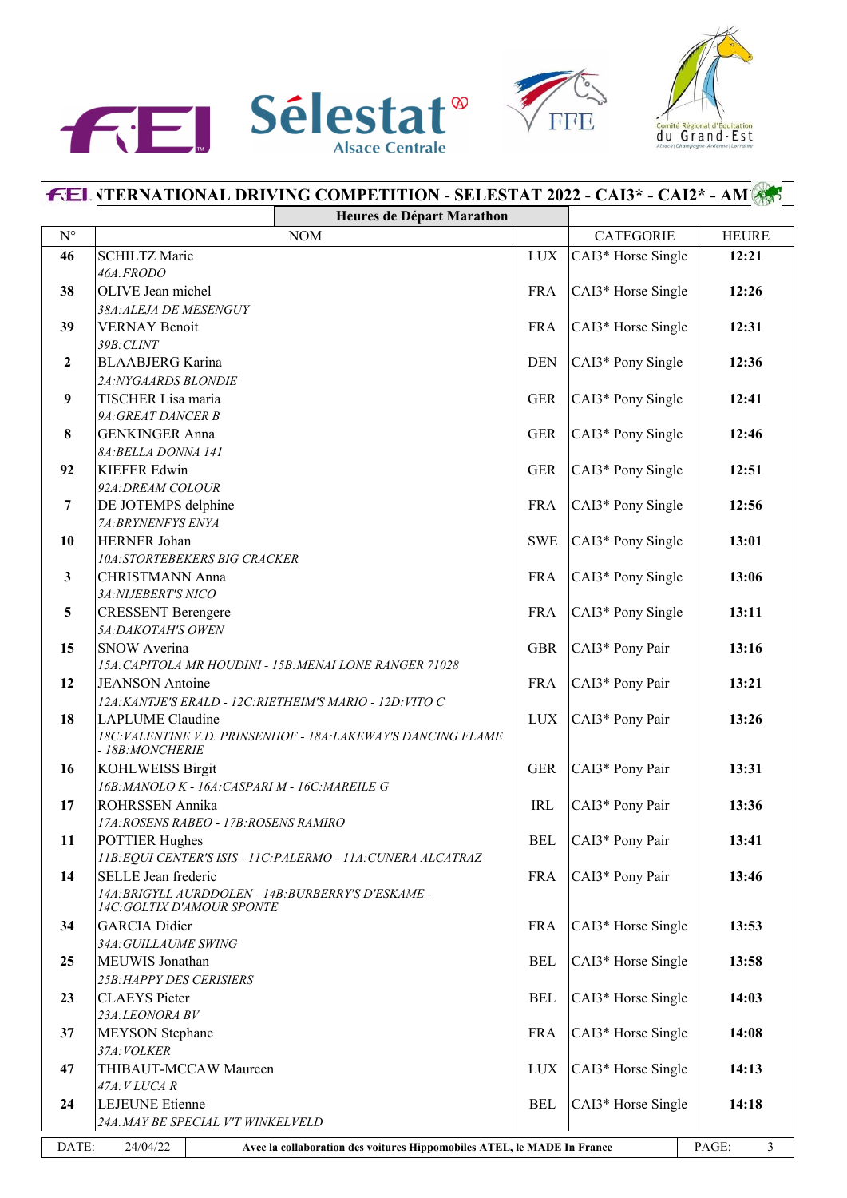## INTERNATIONAL DRIVING COMPETITION - SELESTAT 2022 - CAI3* - CAI2* - AM

### Heures de Départ Marathon

| N° | NOM | | CATEGORIE | HEURE |
|---|---|---|---|---|
| **46** | SCHILTZ Marie<br>*46A:FRODO* | LUX | CAI3* Horse Single | **12:21** |
| **38** | OLIVE Jean michel<br>*38A:ALEJA DE MESENGUY* | FRA | CAI3* Horse Single | **12:26** |
| **39** | VERNAY Benoit<br>*39B:CLINT* | FRA | CAI3* Horse Single | **12:31** |
| **2** | BLAABJERG Karina<br>*2A:NYGAARDS BLONDIE* | DEN | CAI3* Pony Single | **12:36** |
| **9** | TISCHER Lisa maria<br>*9A:GREAT DANCER B* | GER | CAI3* Pony Single | **12:41** |
| **8** | GENKINGER Anna<br>*8A:BELLA DONNA 141* | GER | CAI3* Pony Single | **12:46** |
| **92** | KIEFER Edwin<br>*92A:DREAM COLOUR* | GER | CAI3* Pony Single | **12:51** |
| **7** | DE JOTEMPS delphine<br>*7A:BRYNENFYS ENYA* | FRA | CAI3* Pony Single | **12:56** |
| **10** | HERNER Johan<br>*10A:STORTEBEKERS BIG CRACKER* | SWE | CAI3* Pony Single | **13:01** |
| **3** | CHRISTMANN Anna<br>*3A:NIJEBERT'S NICO* | FRA | CAI3* Pony Single | **13:06** |
| **5** | CRESSENT Berengere<br>*5A:DAKOTAH'S OWEN* | FRA | CAI3* Pony Single | **13:11** |
| **15** | SNOW Averina<br>*15A:CAPITOLA MR HOUDINI - 15B:MENAI LONE RANGER 71028* | GBR | CAI3* Pony Pair | **13:16** |
| **12** | JEANSON Antoine<br>*12A:KANTJE'S ERALD - 12C:RIETHEIM'S MARIO - 12D:VITO C* | FRA | CAI3* Pony Pair | **13:21** |
| **18** | LAPLUME Claudine<br>*18C:VALENTINE V.D. PRINSENHOF - 18A:LAKEWAY'S DANCING FLAME - 18B:MONCHERIE* | LUX | CAI3* Pony Pair | **13:26** |
| **16** | KOHLWEISS Birgit<br>*16B:MANOLO K - 16A:CASPARI M - 16C:MAREILE G* | GER | CAI3* Pony Pair | **13:31** |
| **17** | ROHRSSEN Annika<br>*17A:ROSENS RABEO - 17B:ROSENS RAMIRO* | IRL | CAI3* Pony Pair | **13:36** |
| **11** | POTTIER Hughes<br>*11B:EQUI CENTER'S ISIS - 11C:PALERMO - 11A:CUNERA ALCATRAZ* | BEL | CAI3* Pony Pair | **13:41** |
| **14** | SELLE Jean frederic<br>*14A:BRIGYLL AURDDOLEN - 14B:BURBERRY'S D'ESKAME - 14C:GOLTIX D'AMOUR SPONTE* | FRA | CAI3* Pony Pair | **13:46** |
| **34** | GARCIA Didier<br>*34A:GUILLAUME SWING* | FRA | CAI3* Horse Single | **13:53** |
| **25** | MEUWIS Jonathan<br>*25B:HAPPY DES CERISIERS* | BEL | CAI3* Horse Single | **13:58** |
| **23** | CLAEYS Pieter<br>*23A:LEONORA BV* | BEL | CAI3* Horse Single | **14:03** |
| **37** | MEYSON Stephane<br>*37A:VOLKER* | FRA | CAI3* Horse Single | **14:08** |
| **47** | THIBAUT-MCCAW Maureen<br>*47A:V LUCA R* | LUX | CAI3* Horse Single | **14:13** |
| **24** | LEJEUNE Etienne<br>*24A:MAY BE SPECIAL V'T WINKELVELD* | BEL | CAI3* Horse Single | **14:18** |

DATE: 24/04/22 — **Avec la collaboration des voitures Hippomobiles ATEL, le MADE In France**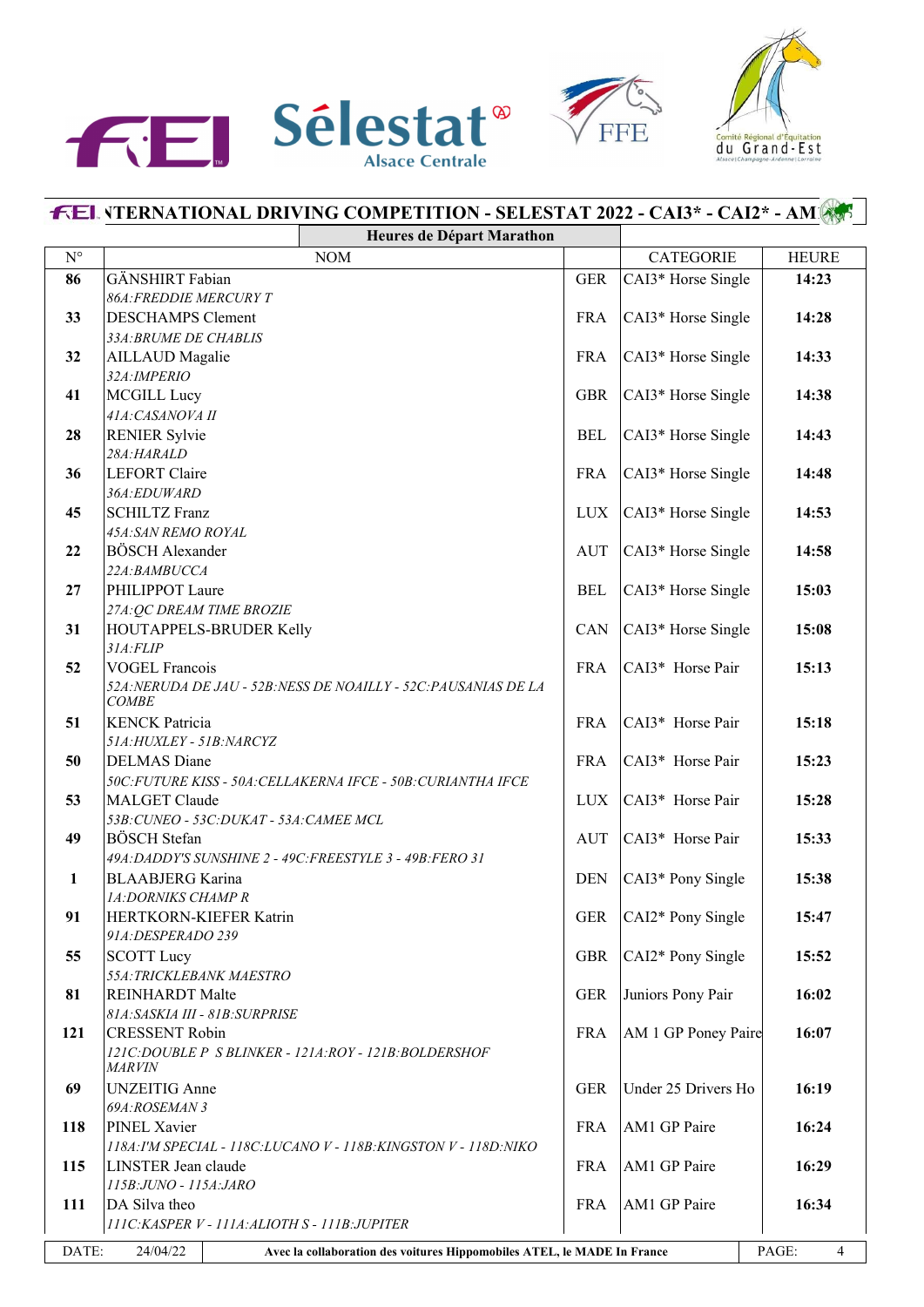## INTERNATIONAL DRIVING COMPETITION - SELESTAT 2022 - CAI3* - CAI2* - AM

### Heures de Départ Marathon

| N° | NOM | | CATEGORIE | HEURE |
|---|---|---|---|---|
| **86** | GÄNSHIRT Fabian<br>*86A:FREDDIE MERCURY T* | GER | CAI3* Horse Single | **14:23** |
| **33** | DESCHAMPS Clement<br>*33A:BRUME DE CHABLIS* | FRA | CAI3* Horse Single | **14:28** |
| **32** | AILLAUD Magalie<br>*32A:IMPERIO* | FRA | CAI3* Horse Single | **14:33** |
| **41** | MCGILL Lucy<br>*41A:CASANOVA II* | GBR | CAI3* Horse Single | **14:38** |
| **28** | RENIER Sylvie<br>*28A:HARALD* | BEL | CAI3* Horse Single | **14:43** |
| **36** | LEFORT Claire<br>*36A:EDUWARD* | FRA | CAI3* Horse Single | **14:48** |
| **45** | SCHILTZ Franz<br>*45A:SAN REMO ROYAL* | LUX | CAI3* Horse Single | **14:53** |
| **22** | BÖSCH Alexander<br>*22A:BAMBUCCA* | AUT | CAI3* Horse Single | **14:58** |
| **27** | PHILIPPOT Laure<br>*27A:QC DREAM TIME BROZIE* | BEL | CAI3* Horse Single | **15:03** |
| **31** | HOUTAPPELS-BRUDER Kelly<br>*31A:FLIP* | CAN | CAI3* Horse Single | **15:08** |
| **52** | VOGEL Francois<br>*52A:NERUDA DE JAU - 52B:NESS DE NOAILLY - 52C:PAUSANIAS DE LA COMBE* | FRA | CAI3* Horse Pair | **15:13** |
| **51** | KENCK Patricia<br>*51A:HUXLEY - 51B:NARCYZ* | FRA | CAI3* Horse Pair | **15:18** |
| **50** | DELMAS Diane<br>*50C:FUTURE KISS - 50A:CELLAKERNA IFCE - 50B:CURIANTHA IFCE* | FRA | CAI3* Horse Pair | **15:23** |
| **53** | MALGET Claude<br>*53B:CUNEO - 53C:DUKAT - 53A:CAMEE MCL* | LUX | CAI3* Horse Pair | **15:28** |
| **49** | BÖSCH Stefan<br>*49A:DADDY'S SUNSHINE 2 - 49C:FREESTYLE 3 - 49B:FERO 31* | AUT | CAI3* Horse Pair | **15:33** |
| **1** | BLAABJERG Karina<br>*1A:DORNIKS CHAMP R* | DEN | CAI3* Pony Single | **15:38** |
| **91** | HERTKORN-KIEFER Katrin<br>*91A:DESPERADO 239* | GER | CAI2* Pony Single | **15:47** |
| **55** | SCOTT Lucy<br>*55A:TRICKLEBANK MAESTRO* | GBR | CAI2* Pony Single | **15:52** |
| **81** | REINHARDT Malte<br>*81A:SASKIA III - 81B:SURPRISE* | GER | Juniors Pony Pair | **16:02** |
| **121** | CRESSENT Robin<br>*121C:DOUBLE P S BLINKER - 121A:ROY - 121B:BOLDERSHOF MARVIN* | FRA | AM 1 GP Poney Paire | **16:07** |
| **69** | UNZEITIG Anne<br>*69A:ROSEMAN 3* | GER | Under 25 Drivers Ho | **16:19** |
| **118** | PINEL Xavier<br>*118A:I'M SPECIAL - 118C:LUCANO V - 118B:KINGSTON V - 118D:NIKO* | FRA | AM1 GP Paire | **16:24** |
| **115** | LINSTER Jean claude<br>*115B:JUNO - 115A:JARO* | FRA | AM1 GP Paire | **16:29** |
| **111** | DA Silva theo<br>*111C:KASPER V - 111A:ALIOTH S - 111B:JUPITER* | FRA | AM1 GP Paire | **16:34** |

DATE: 24/04/22 — **Avec la collaboration des voitures Hippomobiles ATEL, le MADE In France**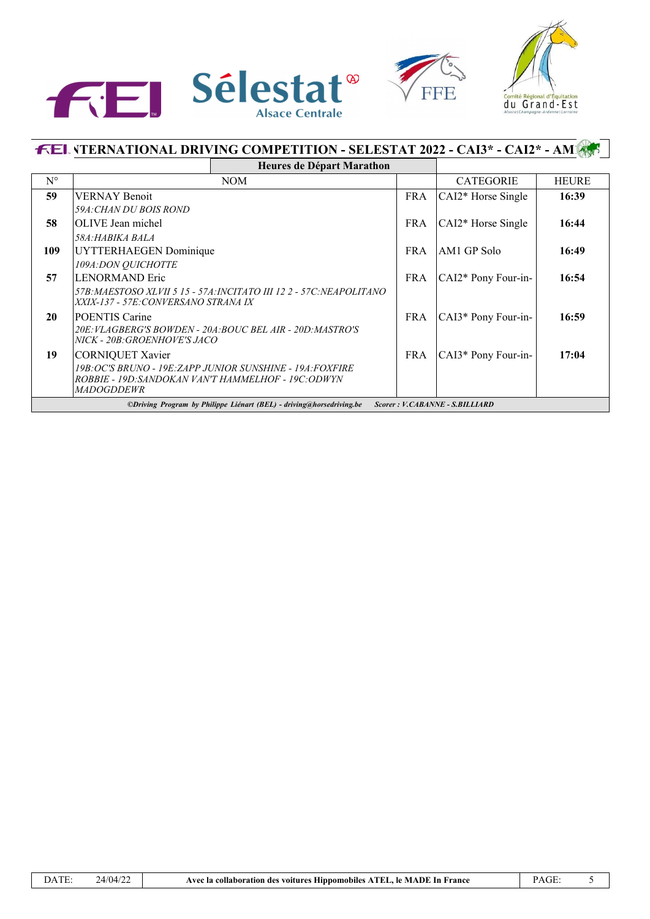## INTERNATIONAL DRIVING COMPETITION - SELESTAT 2022 - CAI3* - CAI2* - AM

**Heures de Départ Marathon**

| N° | NOM | | CATEGORIE | HEURE |
|---|---|---|---|---|
| **59** | VERNAY Benoit<br>*59A:CHAN DU BOIS ROND* | FRA | CAI2* Horse Single | **16:39** |
| **58** | OLIVE Jean michel<br>*58A:HABIKA BALA* | FRA | CAI2* Horse Single | **16:44** |
| **109** | UYTTERHAEGEN Dominique<br>*109A:DON QUICHOTTE* | FRA | AM1 GP Solo | **16:49** |
| **57** | LENORMAND Eric<br>*57B:MAESTOSO XLVII 5 15 - 57A:INCITATO III 12 2 - 57C:NEAPOLITANO XXIX-137 - 57E:CONVERSANO STRANA IX* | FRA | CAI2* Pony Four-in- | **16:54** |
| **20** | POENTIS Carine<br>*20E:VLAGBERG'S BOWDEN - 20A:BOUC BEL AIR - 20D:MASTRO'S NICK - 20B:GROENHOVE'S JACO* | FRA | CAI3* Pony Four-in- | **16:59** |
| **19** | CORNIQUET Xavier<br>*19B:OC'S BRUNO - 19E:ZAPP JUNIOR SUNSHINE - 19A:FOXFIRE ROBBIE - 19D:SANDOKAN VAN'T HAMMELHOF - 19C:ODWYN MADOGDDEWR* | FRA | CAI3* Pony Four-in- | **17:04** |

***©Driving Program by Philippe Liénart (BEL) - driving@horsedriving.be    Scorer : V.CABANNE - S.BILLIARD***

DATE: 24/04/22 | **Avec la collaboration des voitures Hippomobiles ATEL, le MADE In France**